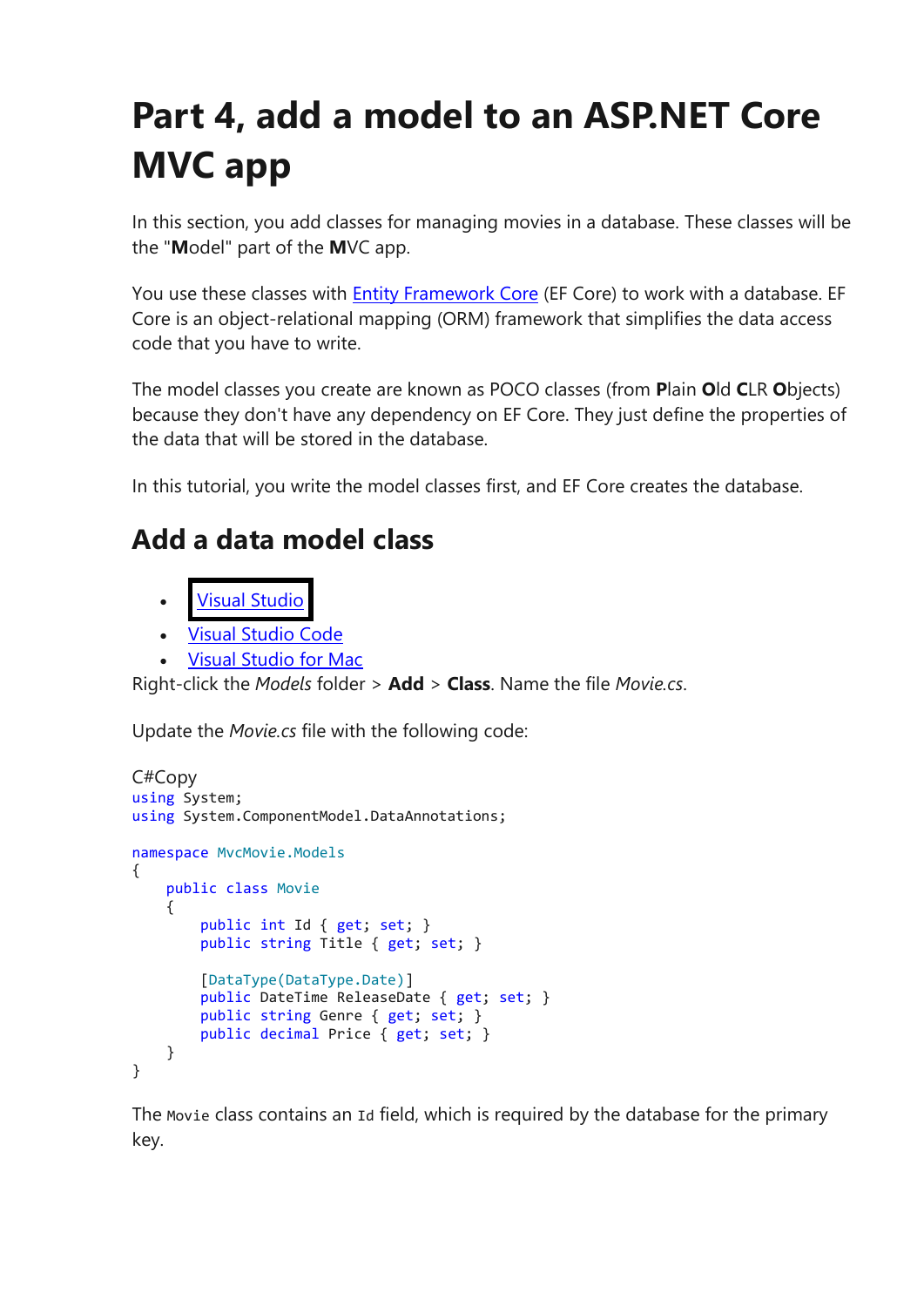# Part 4, add a model to an ASP.NET Core MVC app

In this section, you add classes for managing movies in a database. These classes will be the "**M**odel" part of the **M**VC app.

You use these classes with [Entity Framework Core](#) (EF Core) to work with a database. EF Core is an object-relational mapping (ORM) framework that simplifies the data access code that you have to write.

The model classes you create are known as POCO classes (from **P**lain **O**ld **C**LR **O**bjects) because they don't have any dependency on EF Core. They just define the properties of the data that will be stored in the database.

In this tutorial, you write the model classes first, and EF Core creates the database.

## Add a data model class

- [Visual Studio](#)
- [Visual Studio Code](#)
- [Visual Studio for Mac](#)

Right-click the *Models* folder > **Add** > **Class**. Name the file *Movie.cs*.

Update the *Movie.cs* file with the following code:

C#Copy

```csharp
using System;
using System.ComponentModel.DataAnnotations;

namespace MvcMovie.Models
{
    public class Movie
    {
        public int Id { get; set; }
        public string Title { get; set; }

        [DataType(DataType.Date)]
        public DateTime ReleaseDate { get; set; }
        public string Genre { get; set; }
        public decimal Price { get; set; }
    }
}
```

The `Movie` class contains an `Id` field, which is required by the database for the primary key.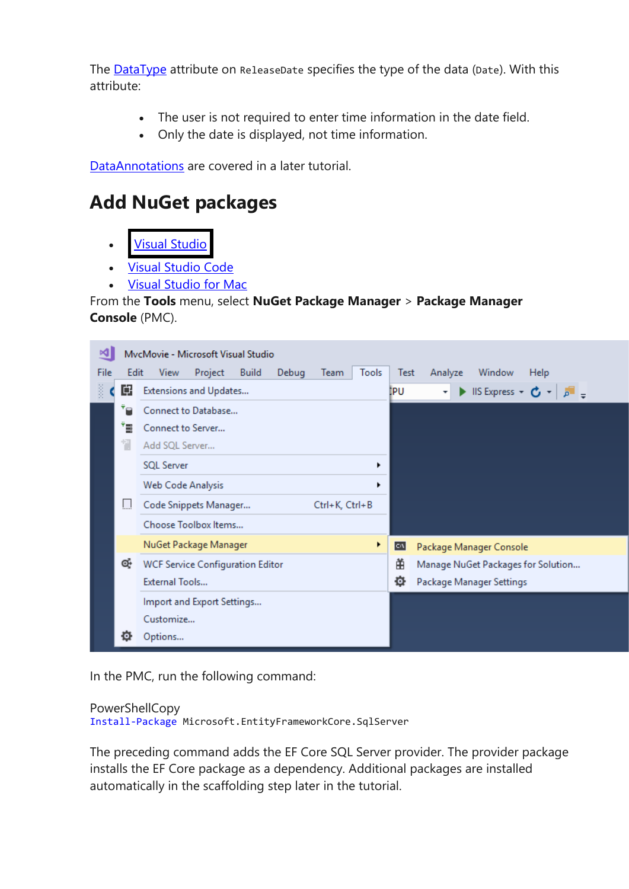The [DataType](#) attribute on `ReleaseDate` specifies the type of the data (`Date`). With this attribute:

- The user is not required to enter time information in the date field.
- Only the date is displayed, not time information.

[DataAnnotations](#) are covered in a later tutorial.

## Add NuGet packages

- Visual Studio
- Visual Studio Code
- Visual Studio for Mac

From the **Tools** menu, select **NuGet Package Manager** > **Package Manager Console** (PMC).

In the PMC, run the following command:

PowerShellCopy

```powershell
Install-Package Microsoft.EntityFrameworkCore.SqlServer
```

The preceding command adds the EF Core SQL Server provider. The provider package installs the EF Core package as a dependency. Additional packages are installed automatically in the scaffolding step later in the tutorial.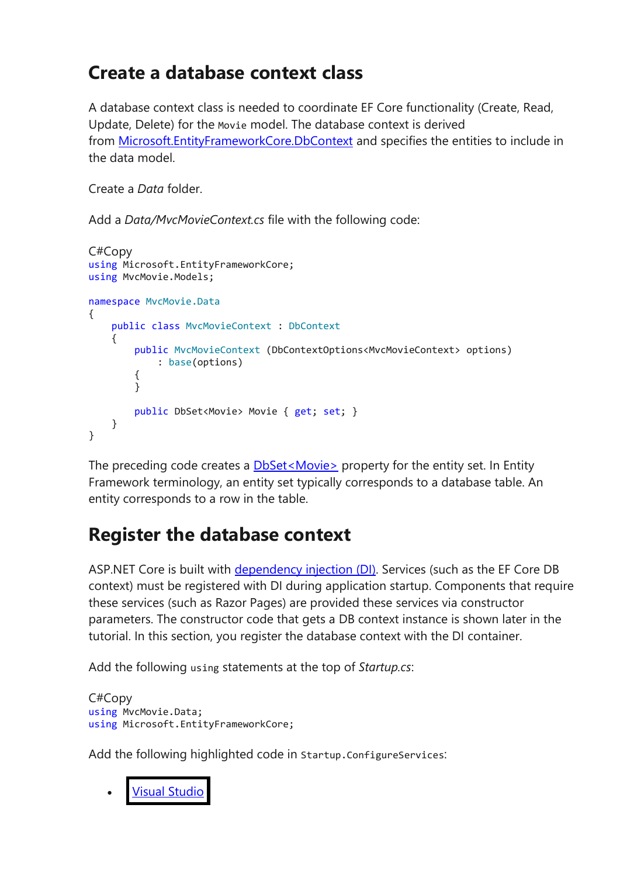## Create a database context class

A database context class is needed to coordinate EF Core functionality (Create, Read, Update, Delete) for the `Movie` model. The database context is derived from [Microsoft.EntityFrameworkCore.DbContext]() and specifies the entities to include in the data model.

Create a *Data* folder.

Add a *Data/MvcMovieContext.cs* file with the following code:

C#Copy
```
using Microsoft.EntityFrameworkCore;
using MvcMovie.Models;

namespace MvcMovie.Data
{
    public class MvcMovieContext : DbContext
    {
        public MvcMovieContext (DbContextOptions<MvcMovieContext> options)
            : base(options)
        {
        }

        public DbSet<Movie> Movie { get; set; }
    }
}
```

The preceding code creates a [DbSet<Movie>]() property for the entity set. In Entity Framework terminology, an entity set typically corresponds to a database table. An entity corresponds to a row in the table.

## Register the database context

ASP.NET Core is built with [dependency injection (DI)](). Services (such as the EF Core DB context) must be registered with DI during application startup. Components that require these services (such as Razor Pages) are provided these services via constructor parameters. The constructor code that gets a DB context instance is shown later in the tutorial. In this section, you register the database context with the DI container.

Add the following `using` statements at the top of *Startup.cs*:

C#Copy
```
using MvcMovie.Data;
using Microsoft.EntityFrameworkCore;
```

Add the following highlighted code in `Startup.ConfigureServices`:

- [Visual Studio]()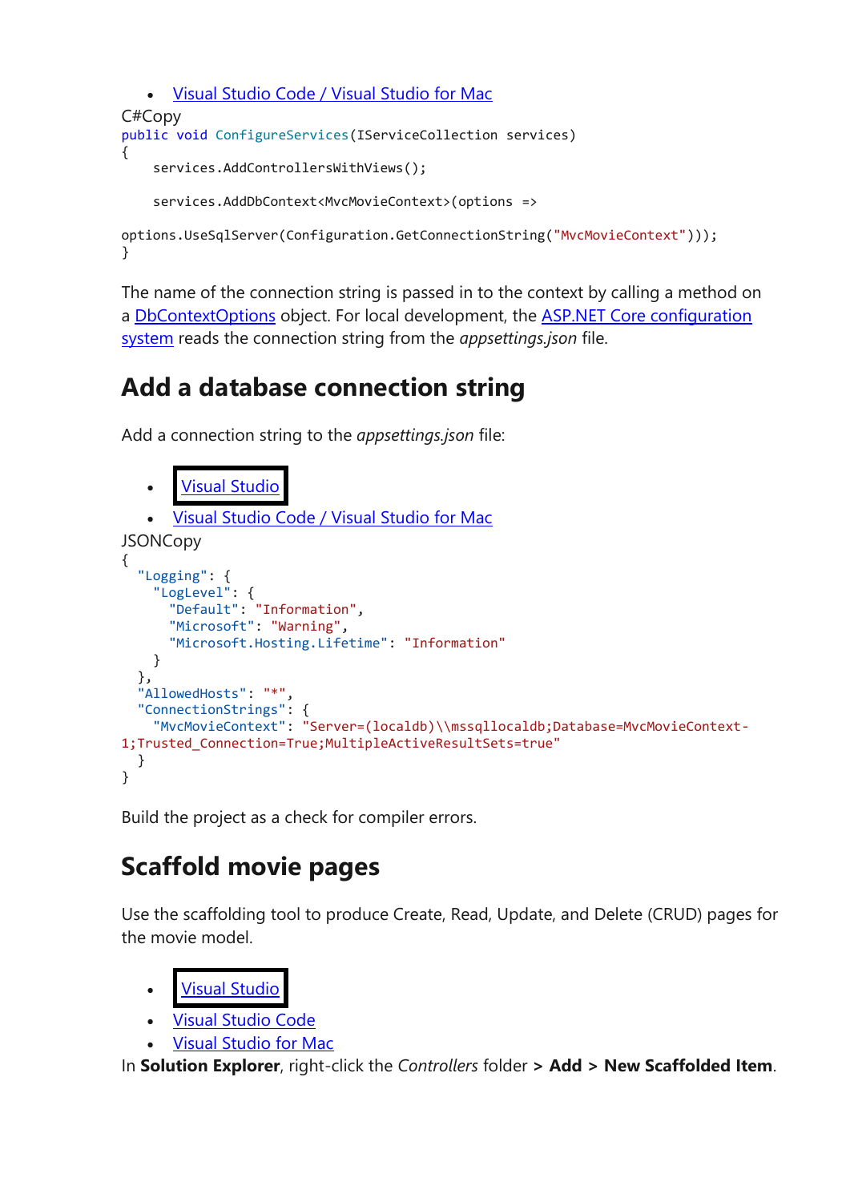- [Visual Studio Code / Visual Studio for Mac]()

C#Copy

```csharp
public void ConfigureServices(IServiceCollection services)
{
    services.AddControllersWithViews();

    services.AddDbContext<MvcMovieContext>(options =>

options.UseSqlServer(Configuration.GetConnectionString("MvcMovieContext")));
}
```

The name of the connection string is passed in to the context by calling a method on a [DbContextOptions]() object. For local development, the [ASP.NET Core configuration system]() reads the connection string from the *appsettings.json* file.

## Add a database connection string

Add a connection string to the *appsettings.json* file:

- [Visual Studio]()
- [Visual Studio Code / Visual Studio for Mac]()

JSONCopy

```json
{
  "Logging": {
    "LogLevel": {
      "Default": "Information",
      "Microsoft": "Warning",
      "Microsoft.Hosting.Lifetime": "Information"
    }
  },
  "AllowedHosts": "*",
  "ConnectionStrings": {
    "MvcMovieContext": "Server=(localdb)\\mssqllocaldb;Database=MvcMovieContext-1;Trusted_Connection=True;MultipleActiveResultSets=true"
  }
}
```

Build the project as a check for compiler errors.

## Scaffold movie pages

Use the scaffolding tool to produce Create, Read, Update, and Delete (CRUD) pages for the movie model.

- [Visual Studio]()
- [Visual Studio Code]()
- [Visual Studio for Mac]()

In **Solution Explorer**, right-click the *Controllers* folder **> Add > New Scaffolded Item**.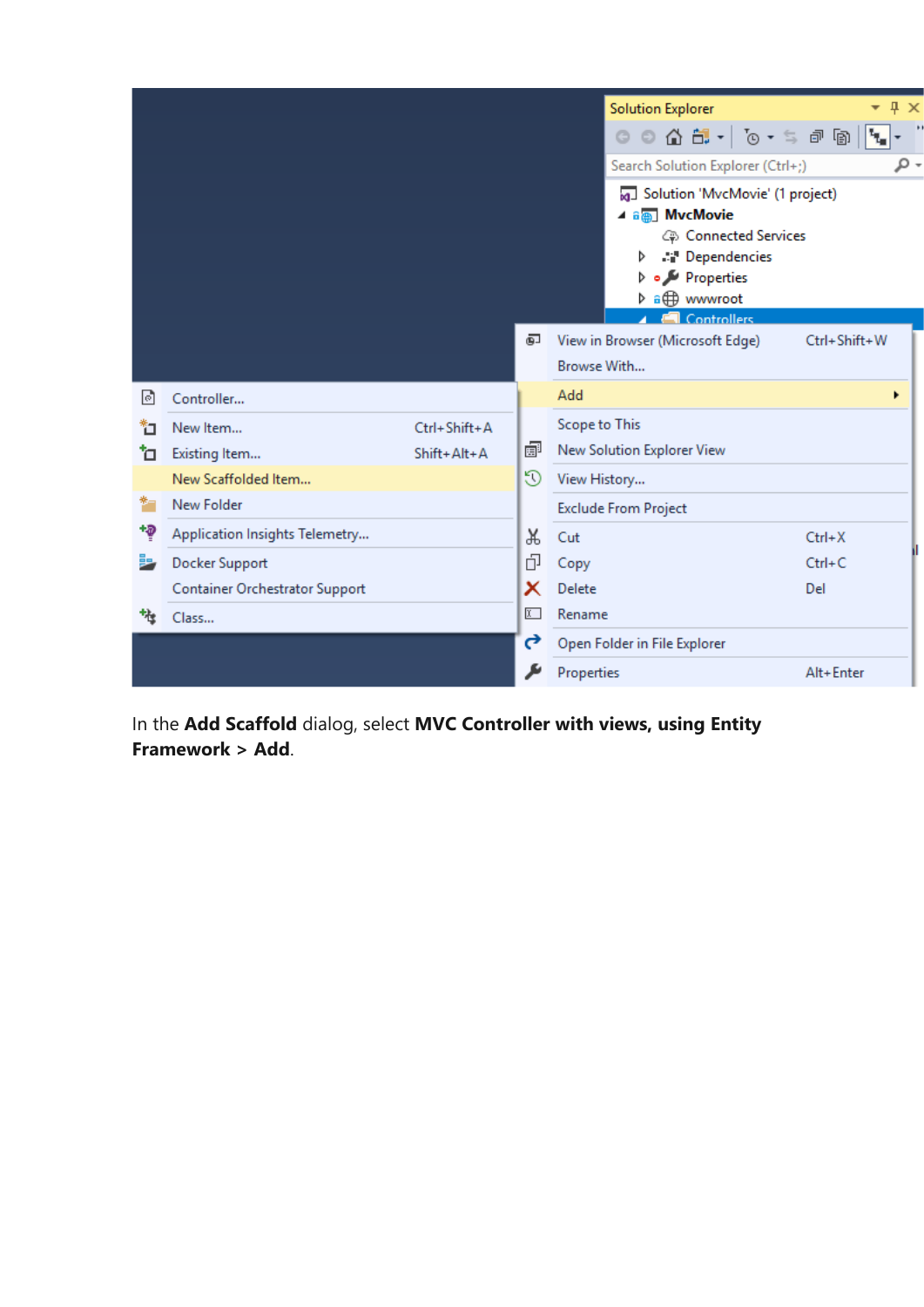In the **Add Scaffold** dialog, select **MVC Controller with views, using Entity Framework > Add**.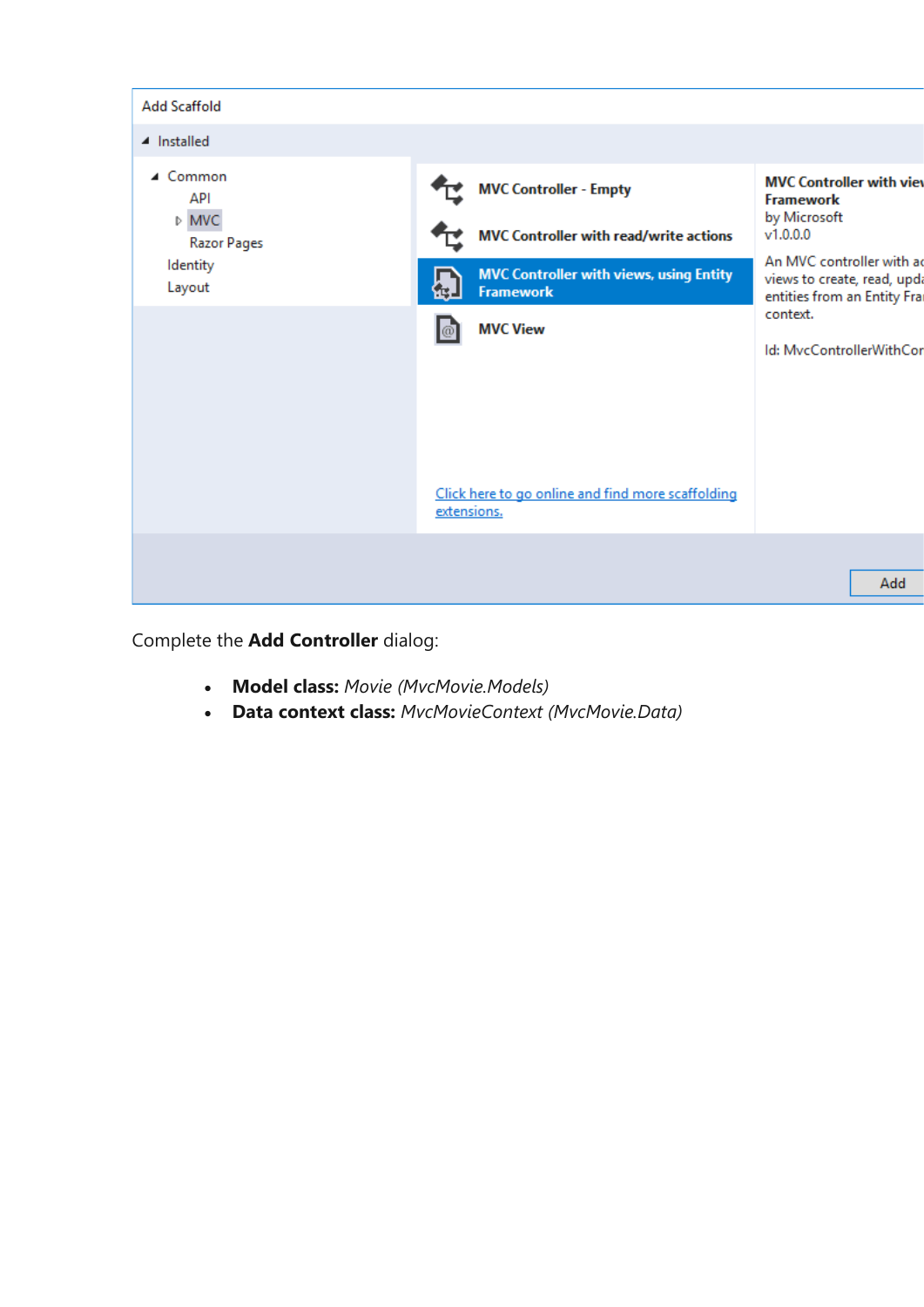Complete the **Add Controller** dialog:

- **Model class:** *Movie (MvcMovie.Models)*
- **Data context class:** *MvcMovieContext (MvcMovie.Data)*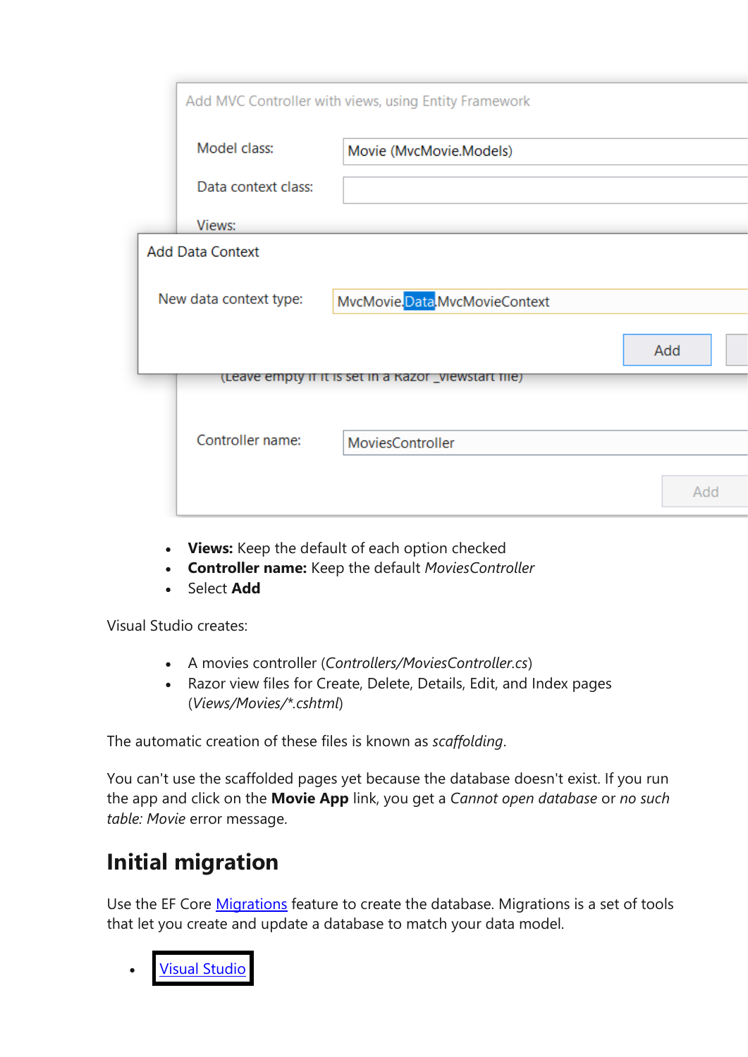Add MVC Controller with views, using Entity Framework

Model class: Movie (MvcMovie.Models)

Data context class:

Views:

Add Data Context

New data context type: MvcMovie.Data.MvcMovieContext

Add

(Leave empty if it is set in a Razor _viewstart file)

Controller name: MoviesController

Add

- **Views:** Keep the default of each option checked
- **Controller name:** Keep the default *MoviesController*
- Select **Add**

Visual Studio creates:

- A movies controller (*Controllers/MoviesController.cs*)
- Razor view files for Create, Delete, Details, Edit, and Index pages (*Views/Movies/*.cshtml*)

The automatic creation of these files is known as *scaffolding*.

You can't use the scaffolded pages yet because the database doesn't exist. If you run the app and click on the **Movie App** link, you get a *Cannot open database* or *no such table: Movie* error message.

## Initial migration

Use the EF Core Migrations feature to create the database. Migrations is a set of tools that let you create and update a database to match your data model.

- Visual Studio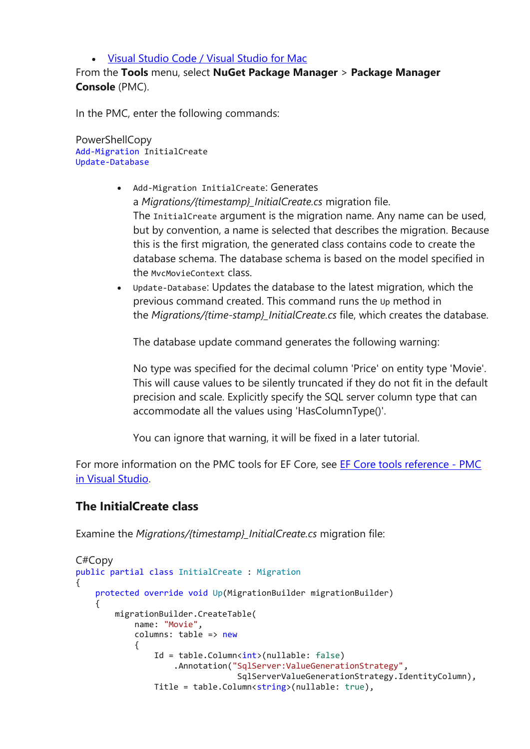- [Visual Studio Code / Visual Studio for Mac]()

From the **Tools** menu, select **NuGet Package Manager** > **Package Manager Console** (PMC).

In the PMC, enter the following commands:

PowerShellCopy

```
Add-Migration InitialCreate
Update-Database
```

- `Add-Migration InitialCreate`: Generates a *Migrations/{timestamp}_InitialCreate.cs* migration file. The `InitialCreate` argument is the migration name. Any name can be used, but by convention, a name is selected that describes the migration. Because this is the first migration, the generated class contains code to create the database schema. The database schema is based on the model specified in the `MvcMovieContext` class.
- `Update-Database`: Updates the database to the latest migration, which the previous command created. This command runs the `Up` method in the *Migrations/{time-stamp}_InitialCreate.cs* file, which creates the database.

  The database update command generates the following warning:

  No type was specified for the decimal column 'Price' on entity type 'Movie'. This will cause values to be silently truncated if they do not fit in the default precision and scale. Explicitly specify the SQL server column type that can accommodate all the values using 'HasColumnType()'.

  You can ignore that warning, it will be fixed in a later tutorial.

For more information on the PMC tools for EF Core, see [EF Core tools reference - PMC in Visual Studio]().

## The InitialCreate class

Examine the *Migrations/{timestamp}_InitialCreate.cs* migration file:

C#Copy

```csharp
public partial class InitialCreate : Migration
{
    protected override void Up(MigrationBuilder migrationBuilder)
    {
        migrationBuilder.CreateTable(
            name: "Movie",
            columns: table => new
            {
                Id = table.Column<int>(nullable: false)
                    .Annotation("SqlServer:ValueGenerationStrategy",
                                SqlServerValueGenerationStrategy.IdentityColumn),
                Title = table.Column<string>(nullable: true),
```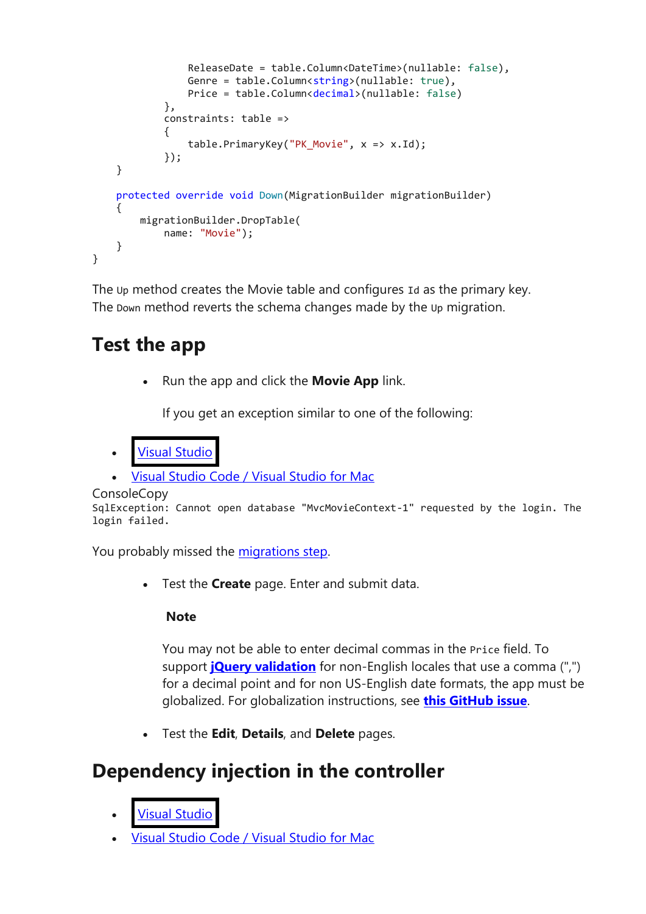```
                ReleaseDate = table.Column<DateTime>(nullable: false),
                Genre = table.Column<string>(nullable: true),
                Price = table.Column<decimal>(nullable: false)
            },
            constraints: table =>
            {
                table.PrimaryKey("PK_Movie", x => x.Id);
            });
    }

    protected override void Down(MigrationBuilder migrationBuilder)
    {
        migrationBuilder.DropTable(
            name: "Movie");
    }
}
```

The `Up` method creates the Movie table and configures `Id` as the primary key. The `Down` method reverts the schema changes made by the `Up` migration.

## Test the app

- Run the app and click the **Movie App** link.

  If you get an exception similar to one of the following:

- Visual Studio
- Visual Studio Code / Visual Studio for Mac

ConsoleCopy

```
SqlException: Cannot open database "MvcMovieContext-1" requested by the login. The
login failed.
```

You probably missed the migrations step.

- Test the **Create** page. Enter and submit data.

  **Note**

  You may not be able to enter decimal commas in the `Price` field. To support **jQuery validation** for non-English locales that use a comma (",") for a decimal point and for non US-English date formats, the app must be globalized. For globalization instructions, see **this GitHub issue**.

- Test the **Edit**, **Details**, and **Delete** pages.

## Dependency injection in the controller

- Visual Studio
- Visual Studio Code / Visual Studio for Mac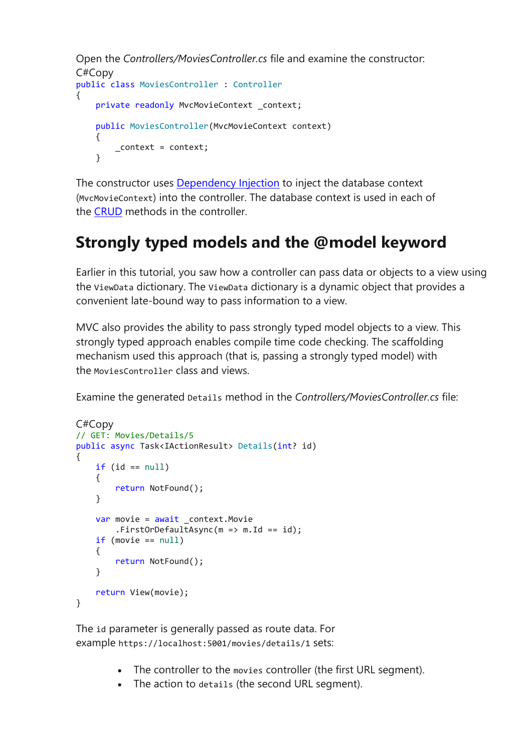Open the *Controllers/MoviesController.cs* file and examine the constructor:

C#Copy

```csharp
public class MoviesController : Controller
{
    private readonly MvcMovieContext _context;

    public MoviesController(MvcMovieContext context)
    {
        _context = context;
    }
```

The constructor uses [Dependency Injection]() to inject the database context (`MvcMovieContext`) into the controller. The database context is used in each of the [CRUD]() methods in the controller.

## Strongly typed models and the @model keyword

Earlier in this tutorial, you saw how a controller can pass data or objects to a view using the `ViewData` dictionary. The `ViewData` dictionary is a dynamic object that provides a convenient late-bound way to pass information to a view.

MVC also provides the ability to pass strongly typed model objects to a view. This strongly typed approach enables compile time code checking. The scaffolding mechanism used this approach (that is, passing a strongly typed model) with the `MoviesController` class and views.

Examine the generated `Details` method in the *Controllers/MoviesController.cs* file:

C#Copy

```csharp
// GET: Movies/Details/5
public async Task<IActionResult> Details(int? id)
{
    if (id == null)
    {
        return NotFound();
    }

    var movie = await _context.Movie
        .FirstOrDefaultAsync(m => m.Id == id);
    if (movie == null)
    {
        return NotFound();
    }

    return View(movie);
}
```

The `id` parameter is generally passed as route data. For example `https://localhost:5001/movies/details/1` sets:

- The controller to the `movies` controller (the first URL segment).
- The action to `details` (the second URL segment).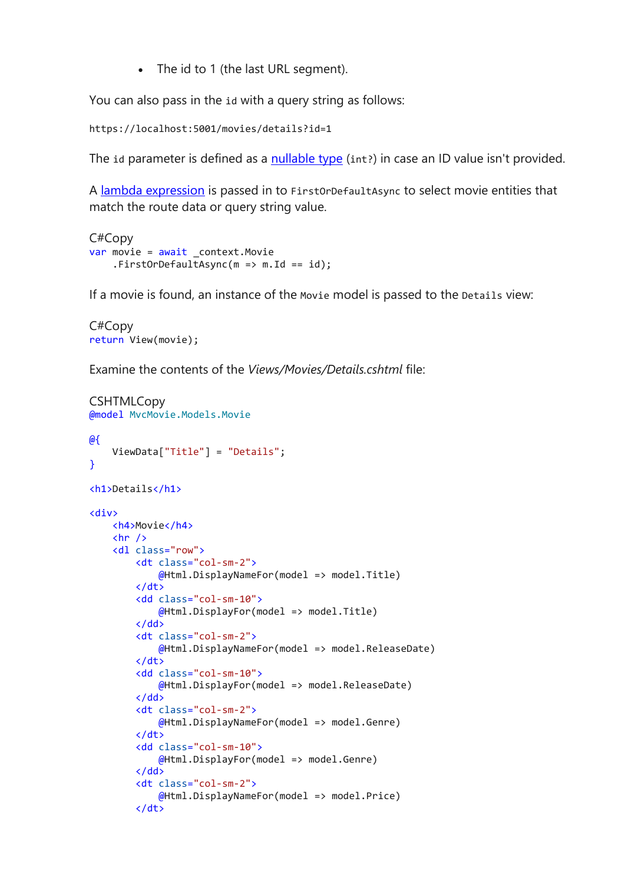- The id to 1 (the last URL segment).

You can also pass in the `id` with a query string as follows:

```
https://localhost:5001/movies/details?id=1
```

The `id` parameter is defined as a [nullable type](#) (`int?`) in case an ID value isn't provided.

A [lambda expression](#) is passed in to `FirstOrDefaultAsync` to select movie entities that match the route data or query string value.

C#Copy

```csharp
var movie = await _context.Movie
    .FirstOrDefaultAsync(m => m.Id == id);
```

If a movie is found, an instance of the `Movie` model is passed to the `Details` view:

C#Copy

```csharp
return View(movie);
```

Examine the contents of the *Views/Movies/Details.cshtml* file:

CSHTMLCopy

```cshtml
@model MvcMovie.Models.Movie

@{
    ViewData["Title"] = "Details";
}

<h1>Details</h1>

<div>
    <h4>Movie</h4>
    <hr />
    <dl class="row">
        <dt class="col-sm-2">
            @Html.DisplayNameFor(model => model.Title)
        </dt>
        <dd class="col-sm-10">
            @Html.DisplayFor(model => model.Title)
        </dd>
        <dt class="col-sm-2">
            @Html.DisplayNameFor(model => model.ReleaseDate)
        </dt>
        <dd class="col-sm-10">
            @Html.DisplayFor(model => model.ReleaseDate)
        </dd>
        <dt class="col-sm-2">
            @Html.DisplayNameFor(model => model.Genre)
        </dt>
        <dd class="col-sm-10">
            @Html.DisplayFor(model => model.Genre)
        </dd>
        <dt class="col-sm-2">
            @Html.DisplayNameFor(model => model.Price)
        </dt>
```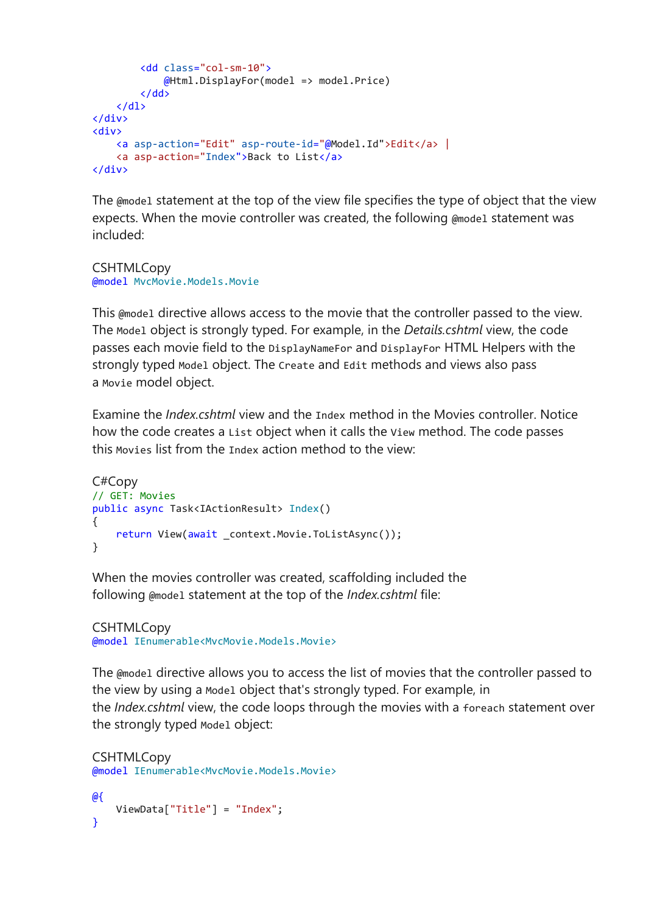```
        <dd class="col-sm-10">
            @Html.DisplayFor(model => model.Price)
        </dd>
    </dl>
</div>
<div>
    <a asp-action="Edit" asp-route-id="@Model.Id">Edit</a> |
    <a asp-action="Index">Back to List</a>
</div>
```

The `@model` statement at the top of the view file specifies the type of object that the view expects. When the movie controller was created, the following `@model` statement was included:

CSHTMLCopy
```
@model MvcMovie.Models.Movie
```

This `@model` directive allows access to the movie that the controller passed to the view. The `Model` object is strongly typed. For example, in the *Details.cshtml* view, the code passes each movie field to the `DisplayNameFor` and `DisplayFor` HTML Helpers with the strongly typed `Model` object. The `Create` and `Edit` methods and views also pass a `Movie` model object.

Examine the *Index.cshtml* view and the `Index` method in the Movies controller. Notice how the code creates a `List` object when it calls the `View` method. The code passes this `Movies` list from the `Index` action method to the view:

C#Copy
```
// GET: Movies
public async Task<IActionResult> Index()
{
    return View(await _context.Movie.ToListAsync());
}
```

When the movies controller was created, scaffolding included the following `@model` statement at the top of the *Index.cshtml* file:

CSHTMLCopy
```
@model IEnumerable<MvcMovie.Models.Movie>
```

The `@model` directive allows you to access the list of movies that the controller passed to the view by using a `Model` object that's strongly typed. For example, in the *Index.cshtml* view, the code loops through the movies with a `foreach` statement over the strongly typed `Model` object:

CSHTMLCopy
```
@model IEnumerable<MvcMovie.Models.Movie>

@{
    ViewData["Title"] = "Index";
}
```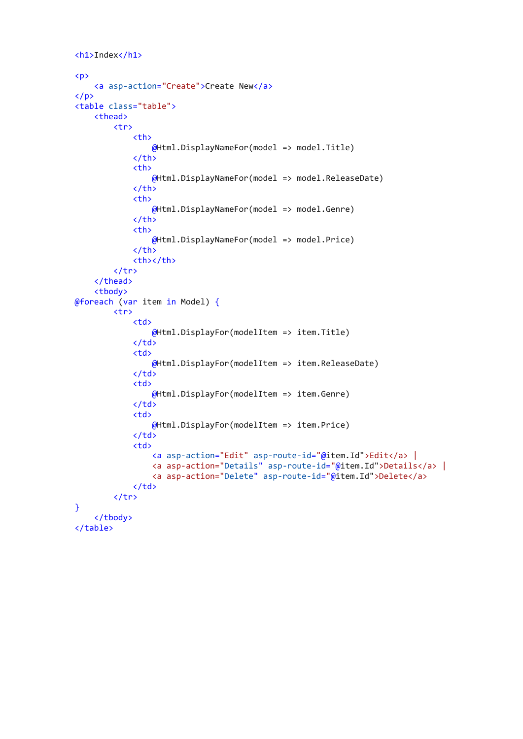```
<h1>Index</h1>

<p>
    <a asp-action="Create">Create New</a>
</p>
<table class="table">
    <thead>
        <tr>
            <th>
                @Html.DisplayNameFor(model => model.Title)
            </th>
            <th>
                @Html.DisplayNameFor(model => model.ReleaseDate)
            </th>
            <th>
                @Html.DisplayNameFor(model => model.Genre)
            </th>
            <th>
                @Html.DisplayNameFor(model => model.Price)
            </th>
            <th></th>
        </tr>
    </thead>
    <tbody>
@foreach (var item in Model) {
        <tr>
            <td>
                @Html.DisplayFor(modelItem => item.Title)
            </td>
            <td>
                @Html.DisplayFor(modelItem => item.ReleaseDate)
            </td>
            <td>
                @Html.DisplayFor(modelItem => item.Genre)
            </td>
            <td>
                @Html.DisplayFor(modelItem => item.Price)
            </td>
            <td>
                <a asp-action="Edit" asp-route-id="@item.Id">Edit</a> |
                <a asp-action="Details" asp-route-id="@item.Id">Details</a> |
                <a asp-action="Delete" asp-route-id="@item.Id">Delete</a>
            </td>
        </tr>
}
    </tbody>
</table>
```